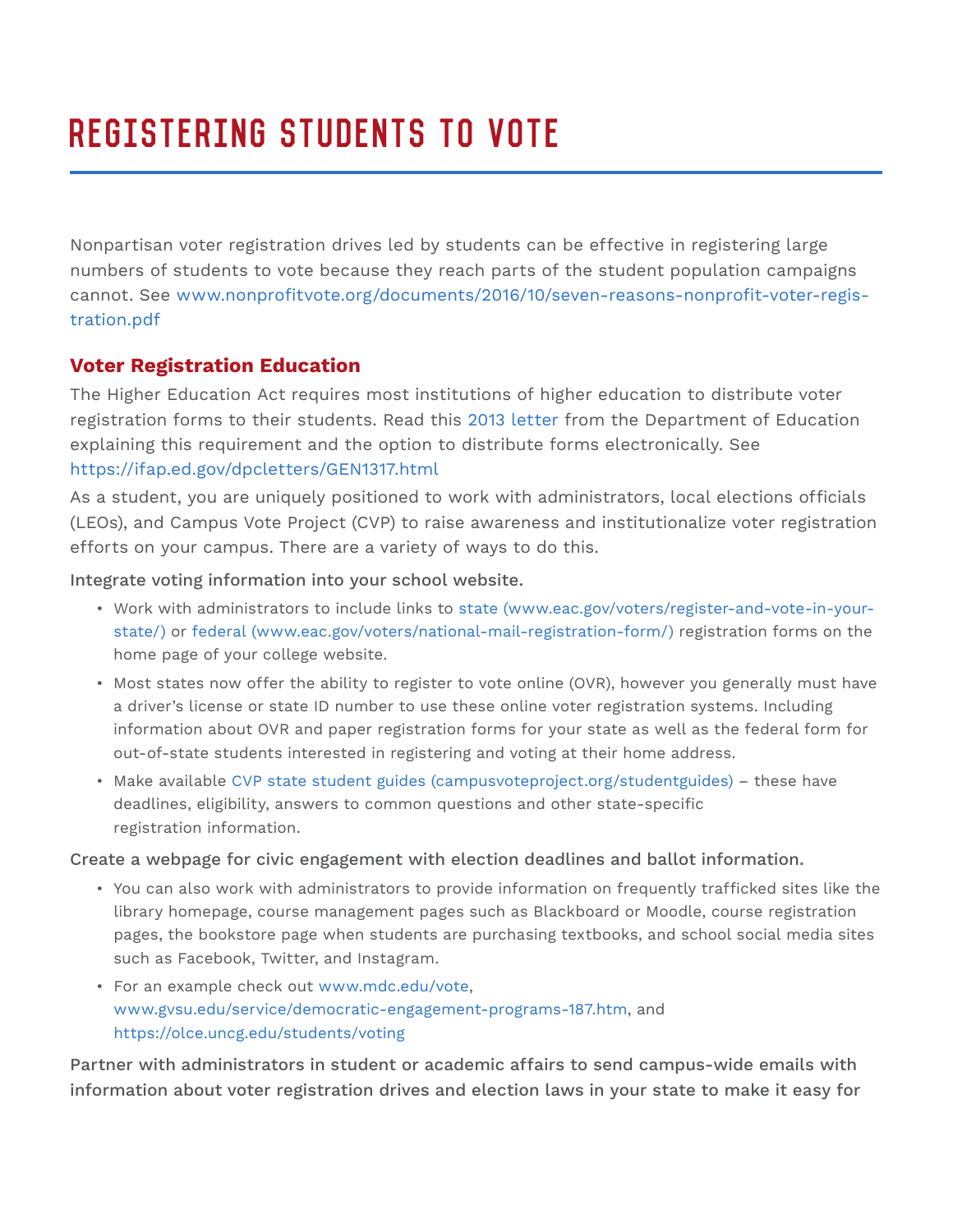# REGISTERING STUDENTS TO VOTE

Nonpartisan voter registration drives led by students can be effective in registering large numbers of students to vote because they reach parts of the student population campaigns cannot. See www.nonprofitvote.org/documents/2016/10/seven-reasons-nonprofit-voter-registration.pdf

## Voter Registration Education

The Higher Education Act requires most institutions of higher education to distribute voter registration forms to their students. Read this 2013 letter from the Department of Education explaining this requirement and the option to distribute forms electronically. See https://ifap.ed.gov/dpcletters/GEN1317.html

As a student, you are uniquely positioned to work with administrators, local elections officials (LEOs), and Campus Vote Project (CVP) to raise awareness and institutionalize voter registration efforts on your campus. There are a variety of ways to do this.

**Integrate voting information into your school website.**

- Work with administrators to include links to state (www.eac.gov/voters/register-and-vote-in-your-state/) or federal (www.eac.gov/voters/national-mail-registration-form/) registration forms on the home page of your college website.
- Most states now offer the ability to register to vote online (OVR), however you generally must have a driver's license or state ID number to use these online voter registration systems. Including information about OVR and paper registration forms for your state as well as the federal form for out-of-state students interested in registering and voting at their home address.
- Make available CVP state student guides (campusvoteproject.org/studentguides) – these have deadlines, eligibility, answers to common questions and other state-specific registration information.

**Create a webpage for civic engagement with election deadlines and ballot information.**

- You can also work with administrators to provide information on frequently trafficked sites like the library homepage, course management pages such as Blackboard or Moodle, course registration pages, the bookstore page when students are purchasing textbooks, and school social media sites such as Facebook, Twitter, and Instagram.
- For an example check out www.mdc.edu/vote, www.gvsu.edu/service/democratic-engagement-programs-187.htm, and https://olce.uncg.edu/students/voting

**Partner with administrators in student or academic affairs to send campus-wide emails with information about voter registration drives and election laws in your state to make it easy for**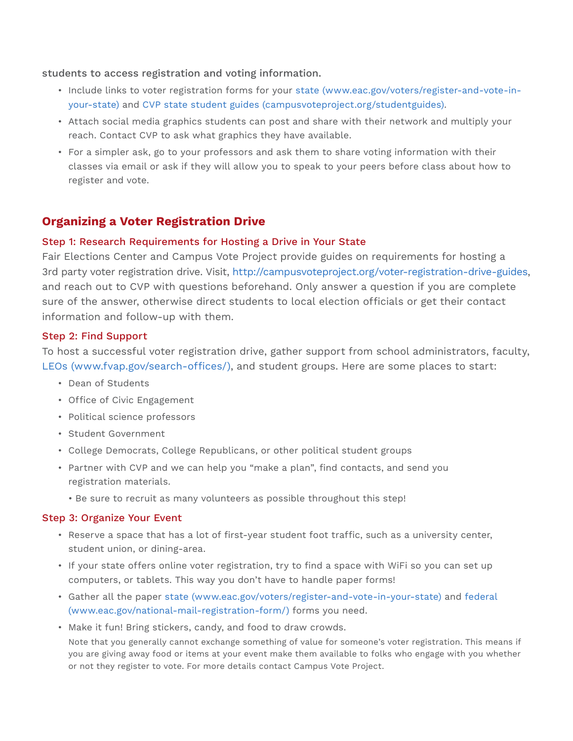students to access registration and voting information.

- Include links to voter registration forms for your state (www.eac.gov/voters/register-and-vote-in-your-state) and CVP state student guides (campusvoteproject.org/studentguides).
- Attach social media graphics students can post and share with their network and multiply your reach. Contact CVP to ask what graphics they have available.
- For a simpler ask, go to your professors and ask them to share voting information with their classes via email or ask if they will allow you to speak to your peers before class about how to register and vote.

## Organizing a Voter Registration Drive

### Step 1: Research Requirements for Hosting a Drive in Your State

Fair Elections Center and Campus Vote Project provide guides on requirements for hosting a 3rd party voter registration drive. Visit, http://campusvoteproject.org/voter-registration-drive-guides, and reach out to CVP with questions beforehand. Only answer a question if you are complete sure of the answer, otherwise direct students to local election officials or get their contact information and follow-up with them.

### Step 2: Find Support

To host a successful voter registration drive, gather support from school administrators, faculty, LEOs (www.fvap.gov/search-offices/), and student groups. Here are some places to start:

- Dean of Students
- Office of Civic Engagement
- Political science professors
- Student Government
- College Democrats, College Republicans, or other political student groups
- Partner with CVP and we can help you "make a plan", find contacts, and send you registration materials.
  - Be sure to recruit as many volunteers as possible throughout this step!

### Step 3: Organize Your Event

- Reserve a space that has a lot of first-year student foot traffic, such as a university center, student union, or dining-area.
- If your state offers online voter registration, try to find a space with WiFi so you can set up computers, or tablets. This way you don't have to handle paper forms!
- Gather all the paper state (www.eac.gov/voters/register-and-vote-in-your-state) and federal (www.eac.gov/national-mail-registration-form/) forms you need.
- Make it fun! Bring stickers, candy, and food to draw crowds.

  Note that you generally cannot exchange something of value for someone's voter registration. This means if you are giving away food or items at your event make them available to folks who engage with you whether or not they register to vote. For more details contact Campus Vote Project.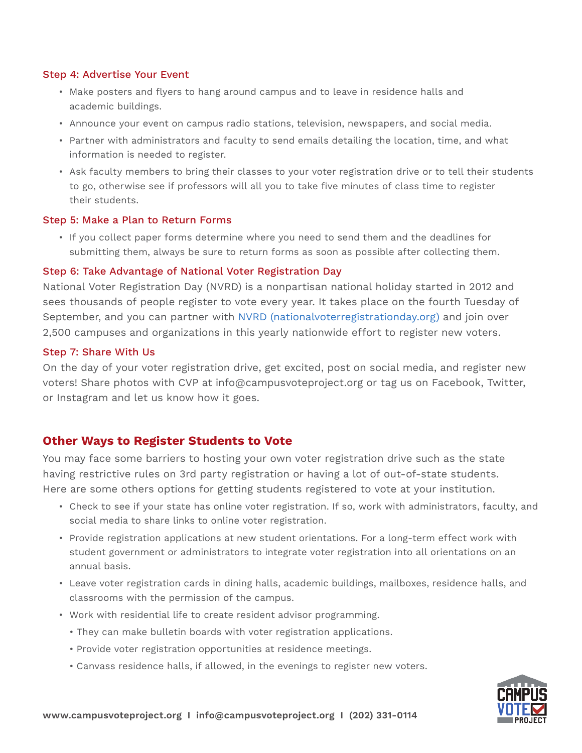### Step 4: Advertise Your Event

- Make posters and flyers to hang around campus and to leave in residence halls and academic buildings.
- Announce your event on campus radio stations, television, newspapers, and social media.
- Partner with administrators and faculty to send emails detailing the location, time, and what information is needed to register.
- Ask faculty members to bring their classes to your voter registration drive or to tell their students to go, otherwise see if professors will all you to take five minutes of class time to register their students.

### Step 5: Make a Plan to Return Forms

- If you collect paper forms determine where you need to send them and the deadlines for submitting them, always be sure to return forms as soon as possible after collecting them.

### Step 6: Take Advantage of National Voter Registration Day

National Voter Registration Day (NVRD) is a nonpartisan national holiday started in 2012 and sees thousands of people register to vote every year. It takes place on the fourth Tuesday of September, and you can partner with NVRD (nationalvoterregistrationday.org) and join over 2,500 campuses and organizations in this yearly nationwide effort to register new voters.

### Step 7: Share With Us

On the day of your voter registration drive, get excited, post on social media, and register new voters! Share photos with CVP at info@campusvoteproject.org or tag us on Facebook, Twitter, or Instagram and let us know how it goes.

## Other Ways to Register Students to Vote

You may face some barriers to hosting your own voter registration drive such as the state having restrictive rules on 3rd party registration or having a lot of out-of-state students. Here are some others options for getting students registered to vote at your institution.

- Check to see if your state has online voter registration. If so, work with administrators, faculty, and social media to share links to online voter registration.
- Provide registration applications at new student orientations. For a long-term effect work with student government or administrators to integrate voter registration into all orientations on an annual basis.
- Leave voter registration cards in dining halls, academic buildings, mailboxes, residence halls, and classrooms with the permission of the campus.
- Work with residential life to create resident advisor programming.
  - They can make bulletin boards with voter registration applications.
  - Provide voter registration opportunities at residence meetings.
  - Canvass residence halls, if allowed, in the evenings to register new voters.